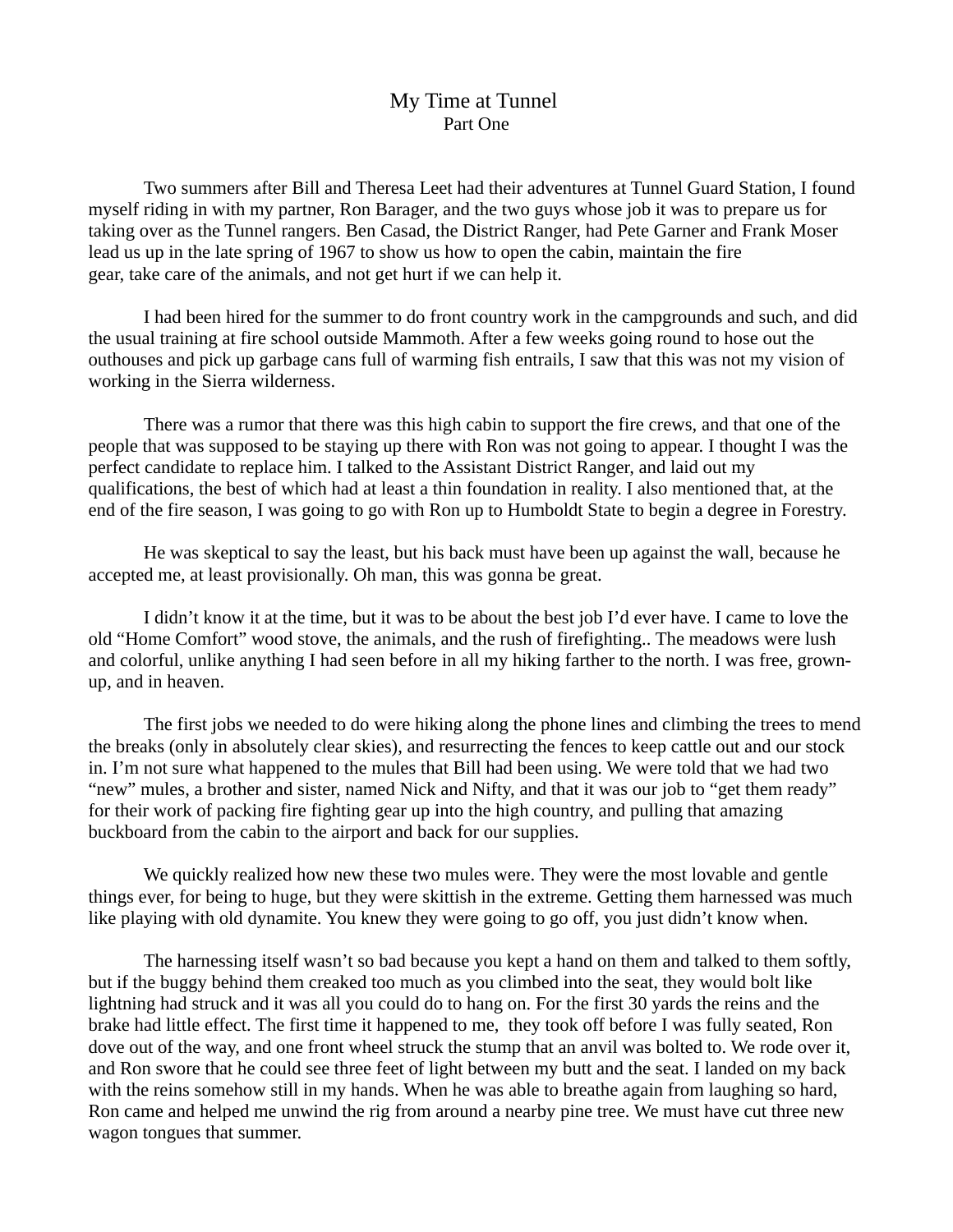# My Time at Tunnel

## Part One

Two summers after Bill and Theresa Leet had their adventures at Tunnel Guard Station, I found myself riding in with my partner, Ron Barager, and the two guys whose job it was to prepare us for taking over as the Tunnel rangers. Ben Casad, the District Ranger, had Pete Garner and Frank Moser lead us up in the late spring of 1967 to show us how to open the cabin, maintain the fire gear, take care of the animals, and not get hurt if we can help it.

I had been hired for the summer to do front country work in the campgrounds and such, and did the usual training at fire school outside Mammoth. After a few weeks going round to hose out the outhouses and pick up garbage cans full of warming fish entrails, I saw that this was not my vision of working in the Sierra wilderness.

There was a rumor that there was this high cabin to support the fire crews, and that one of the people that was supposed to be staying up there with Ron was not going to appear. I thought I was the perfect candidate to replace him. I talked to the Assistant District Ranger, and laid out my qualifications, the best of which had at least a thin foundation in reality. I also mentioned that, at the end of the fire season, I was going to go with Ron up to Humboldt State to begin a degree in Forestry.

He was skeptical to say the least, but his back must have been up against the wall, because he accepted me, at least provisionally. Oh man, this was gonna be great.

I didn't know it at the time, but it was to be about the best job I'd ever have. I came to love the old "Home Comfort" wood stove, the animals, and the rush of firefighting.. The meadows were lush and colorful, unlike anything I had seen before in all my hiking farther to the north. I was free, grown-up, and in heaven.

The first jobs we needed to do were hiking along the phone lines and climbing the trees to mend the breaks (only in absolutely clear skies), and resurrecting the fences to keep cattle out and our stock in. I'm not sure what happened to the mules that Bill had been using. We were told that we had two "new" mules, a brother and sister, named Nick and Nifty, and that it was our job to "get them ready" for their work of packing fire fighting gear up into the high country, and pulling that amazing buckboard from the cabin to the airport and back for our supplies.

We quickly realized how new these two mules were. They were the most lovable and gentle things ever, for being to huge, but they were skittish in the extreme. Getting them harnessed was much like playing with old dynamite. You knew they were going to go off, you just didn't know when.

The harnessing itself wasn't so bad because you kept a hand on them and talked to them softly, but if the buggy behind them creaked too much as you climbed into the seat, they would bolt like lightning had struck and it was all you could do to hang on. For the first 30 yards the reins and the brake had little effect. The first time it happened to me, they took off before I was fully seated, Ron dove out of the way, and one front wheel struck the stump that an anvil was bolted to. We rode over it, and Ron swore that he could see three feet of light between my butt and the seat. I landed on my back with the reins somehow still in my hands. When he was able to breathe again from laughing so hard, Ron came and helped me unwind the rig from around a nearby pine tree. We must have cut three new wagon tongues that summer.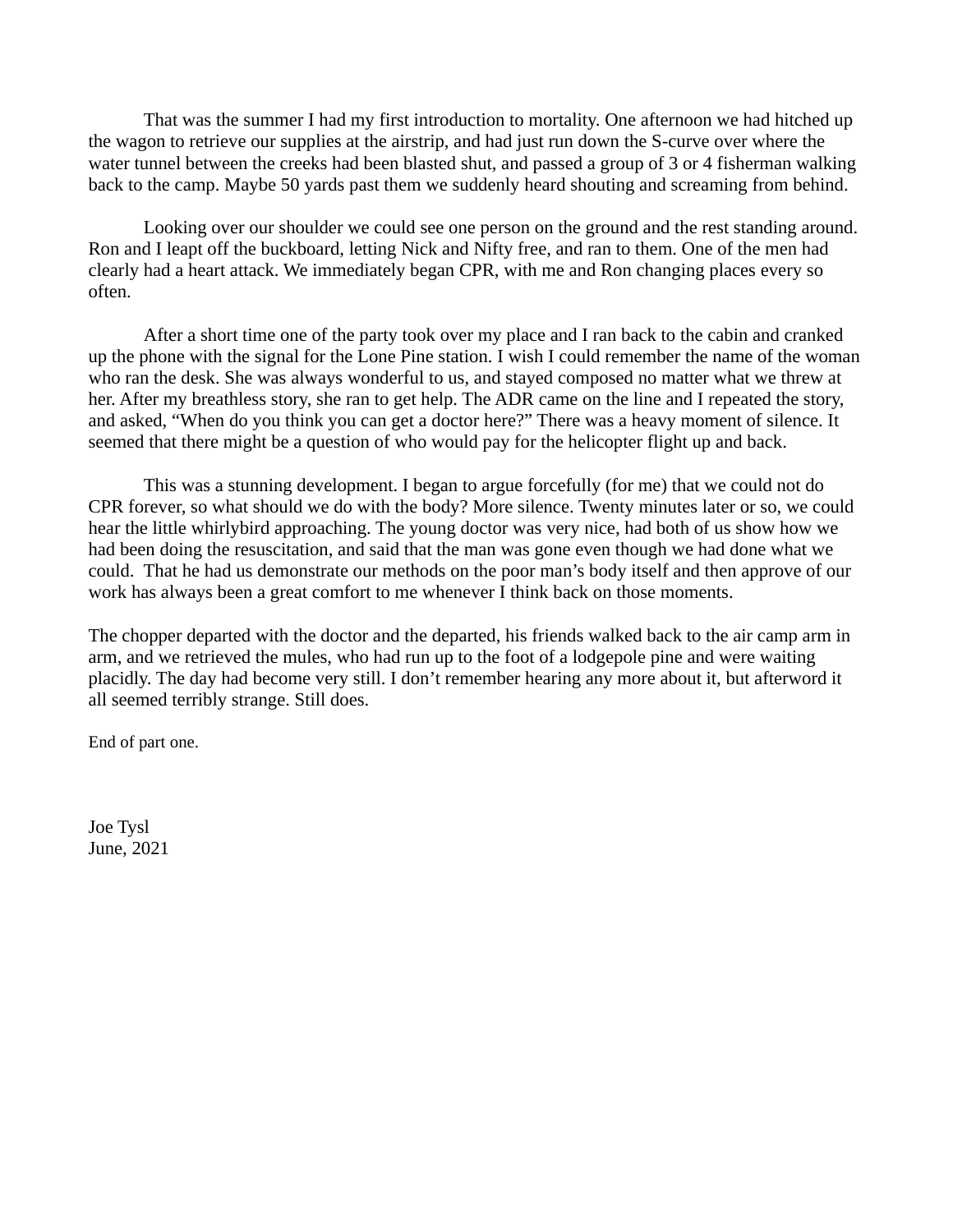That was the summer I had my first introduction to mortality. One afternoon we had hitched up the wagon to retrieve our supplies at the airstrip, and had just run down the S-curve over where the water tunnel between the creeks had been blasted shut, and passed a group of 3 or 4 fisherman walking back to the camp. Maybe 50 yards past them we suddenly heard shouting and screaming from behind.

Looking over our shoulder we could see one person on the ground and the rest standing around. Ron and I leapt off the buckboard, letting Nick and Nifty free, and ran to them. One of the men had clearly had a heart attack. We immediately began CPR, with me and Ron changing places every so often.

After a short time one of the party took over my place and I ran back to the cabin and cranked up the phone with the signal for the Lone Pine station. I wish I could remember the name of the woman who ran the desk. She was always wonderful to us, and stayed composed no matter what we threw at her. After my breathless story, she ran to get help. The ADR came on the line and I repeated the story, and asked, "When do you think you can get a doctor here?" There was a heavy moment of silence. It seemed that there might be a question of who would pay for the helicopter flight up and back.

This was a stunning development. I began to argue forcefully (for me) that we could not do CPR forever, so what should we do with the body? More silence. Twenty minutes later or so, we could hear the little whirlybird approaching. The young doctor was very nice, had both of us show how we had been doing the resuscitation, and said that the man was gone even though we had done what we could. That he had us demonstrate our methods on the poor man's body itself and then approve of our work has always been a great comfort to me whenever I think back on those moments.

The chopper departed with the doctor and the departed, his friends walked back to the air camp arm in arm, and we retrieved the mules, who had run up to the foot of a lodgepole pine and were waiting placidly. The day had become very still. I don't remember hearing any more about it, but afterword it all seemed terribly strange. Still does.

End of part one.

Joe Tysl
June, 2021